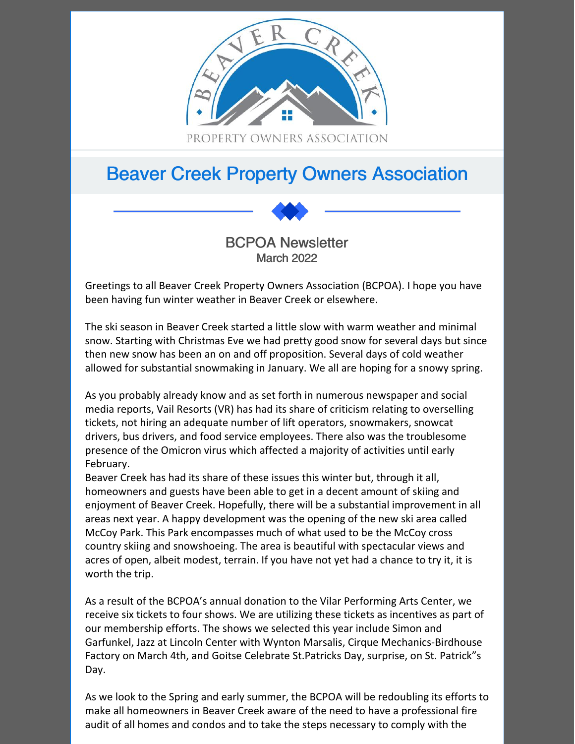PROPERTY OWNERS ASSOCIATION

# Beaver Creek Property Owners Association

## BCPOA Newsletter

March 2022

Greetings to all Beaver Creek Property Owners Association (BCPOA). I hope you have been having fun winter weather in Beaver Creek or elsewhere.

The ski season in Beaver Creek started a little slow with warm weather and minimal snow. Starting with Christmas Eve we had pretty good snow for several days but since then new snow has been an on and off proposition. Several days of cold weather allowed for substantial snowmaking in January. We all are hoping for a snowy spring.

As you probably already know and as set forth in numerous newspaper and social media reports, Vail Resorts (VR) has had its share of criticism relating to overselling tickets, not hiring an adequate number of lift operators, snowmakers, snowcat drivers, bus drivers, and food service employees. There also was the troublesome presence of the Omicron virus which affected a majority of activities until early February.
Beaver Creek has had its share of these issues this winter but, through it all, homeowners and guests have been able to get in a decent amount of skiing and enjoyment of Beaver Creek. Hopefully, there will be a substantial improvement in all areas next year. A happy development was the opening of the new ski area called McCoy Park. This Park encompasses much of what used to be the McCoy cross country skiing and snowshoeing. The area is beautiful with spectacular views and acres of open, albeit modest, terrain. If you have not yet had a chance to try it, it is worth the trip.

As a result of the BCPOA's annual donation to the Vilar Performing Arts Center, we receive six tickets to four shows. We are utilizing these tickets as incentives as part of our membership efforts. The shows we selected this year include Simon and Garfunkel, Jazz at Lincoln Center with Wynton Marsalis, Cirque Mechanics-Birdhouse Factory on March 4th, and Goitse Celebrate St.Patricks Day, surprise, on St. Patrick"s Day.

As we look to the Spring and early summer, the BCPOA will be redoubling its efforts to make all homeowners in Beaver Creek aware of the need to have a professional fire audit of all homes and condos and to take the steps necessary to comply with the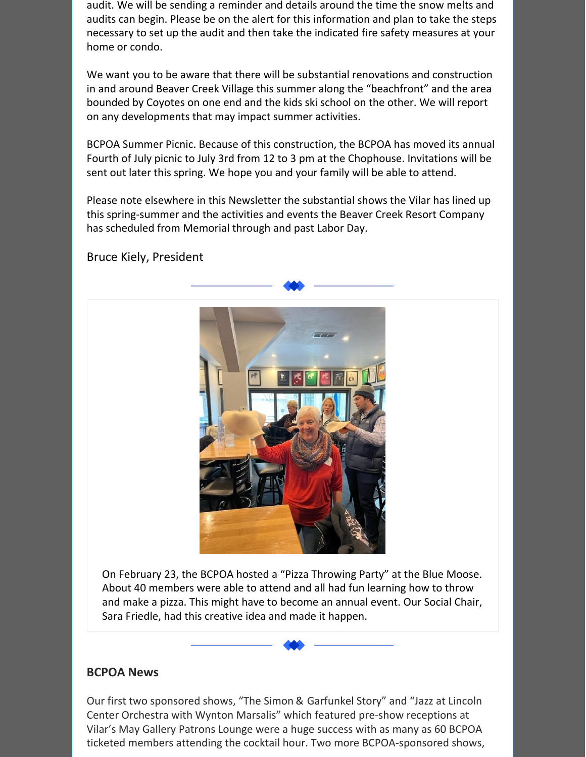audit. We will be sending a reminder and details around the time the snow melts and audits can begin. Please be on the alert for this information and plan to take the steps necessary to set up the audit and then take the indicated fire safety measures at your home or condo.

We want you to be aware that there will be substantial renovations and construction in and around Beaver Creek Village this summer along the "beachfront" and the area bounded by Coyotes on one end and the kids ski school on the other. We will report on any developments that may impact summer activities.

BCPOA Summer Picnic. Because of this construction, the BCPOA has moved its annual Fourth of July picnic to July 3rd from 12 to 3 pm at the Chophouse. Invitations will be sent out later this spring. We hope you and your family will be able to attend.

Please note elsewhere in this Newsletter the substantial shows the Vilar has lined up this spring-summer and the activities and events the Beaver Creek Resort Company has scheduled from Memorial through and past Labor Day.

Bruce Kiely, President

On February 23, the BCPOA hosted a "Pizza Throwing Party" at the Blue Moose. About 40 members were able to attend and all had fun learning how to throw and make a pizza. This might have to become an annual event. Our Social Chair, Sara Friedle, had this creative idea and made it happen.

## BCPOA News

Our first two sponsored shows, "The Simon & Garfunkel Story" and "Jazz at Lincoln Center Orchestra with Wynton Marsalis" which featured pre-show receptions at Vilar's May Gallery Patrons Lounge were a huge success with as many as 60 BCPOA ticketed members attending the cocktail hour. Two more BCPOA-sponsored shows,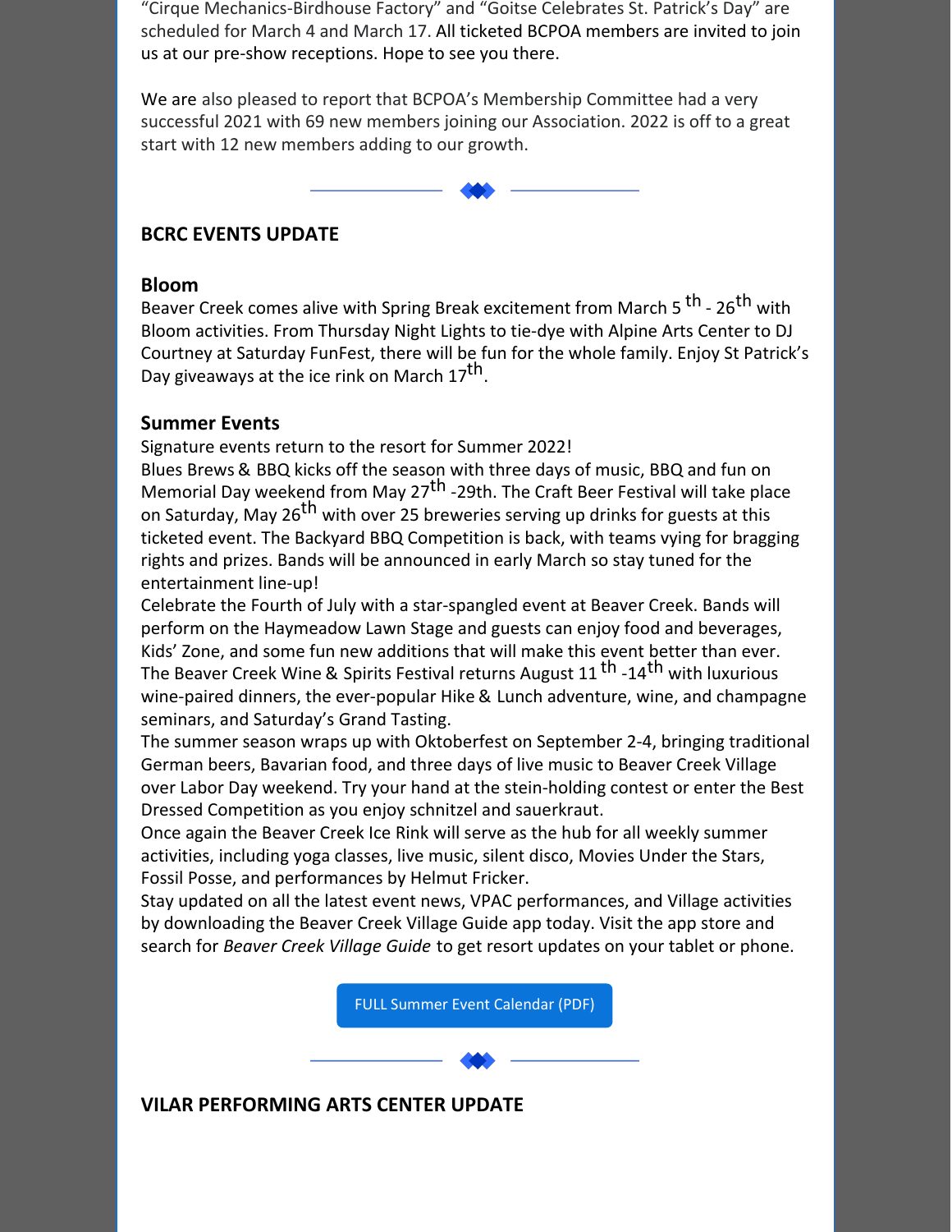"Cirque Mechanics-Birdhouse Factory" and "Goitse Celebrates St. Patrick's Day" are scheduled for March 4 and March 17. All ticketed BCPOA members are invited to join us at our pre-show receptions. Hope to see you there.

We are also pleased to report that BCPOA's Membership Committee had a very successful 2021 with 69 new members joining our Association. 2022 is off to a great start with 12 new members adding to our growth.

## BCRC EVENTS UPDATE

### Bloom

Beaver Creek comes alive with Spring Break excitement from March 5th - 26th with Bloom activities. From Thursday Night Lights to tie-dye with Alpine Arts Center to DJ Courtney at Saturday FunFest, there will be fun for the whole family. Enjoy St Patrick's Day giveaways at the ice rink on March 17th.

### Summer Events

Signature events return to the resort for Summer 2022!

Blues Brews & BBQ kicks off the season with three days of music, BBQ and fun on Memorial Day weekend from May 27th -29th. The Craft Beer Festival will take place on Saturday, May 26th with over 25 breweries serving up drinks for guests at this ticketed event. The Backyard BBQ Competition is back, with teams vying for bragging rights and prizes. Bands will be announced in early March so stay tuned for the entertainment line-up!

Celebrate the Fourth of July with a star-spangled event at Beaver Creek. Bands will perform on the Haymeadow Lawn Stage and guests can enjoy food and beverages, Kids' Zone, and some fun new additions that will make this event better than ever.

The Beaver Creek Wine & Spirits Festival returns August 11th -14th with luxurious wine-paired dinners, the ever-popular Hike & Lunch adventure, wine, and champagne seminars, and Saturday's Grand Tasting.

The summer season wraps up with Oktoberfest on September 2-4, bringing traditional German beers, Bavarian food, and three days of live music to Beaver Creek Village over Labor Day weekend. Try your hand at the stein-holding contest or enter the Best Dressed Competition as you enjoy schnitzel and sauerkraut.

Once again the Beaver Creek Ice Rink will serve as the hub for all weekly summer activities, including yoga classes, live music, silent disco, Movies Under the Stars, Fossil Posse, and performances by Helmut Fricker.

Stay updated on all the latest event news, VPAC performances, and Village activities by downloading the Beaver Creek Village Guide app today. Visit the app store and search for *Beaver Creek Village Guide* to get resort updates on your tablet or phone.

FULL Summer Event Calendar (PDF)

## VILAR PERFORMING ARTS CENTER UPDATE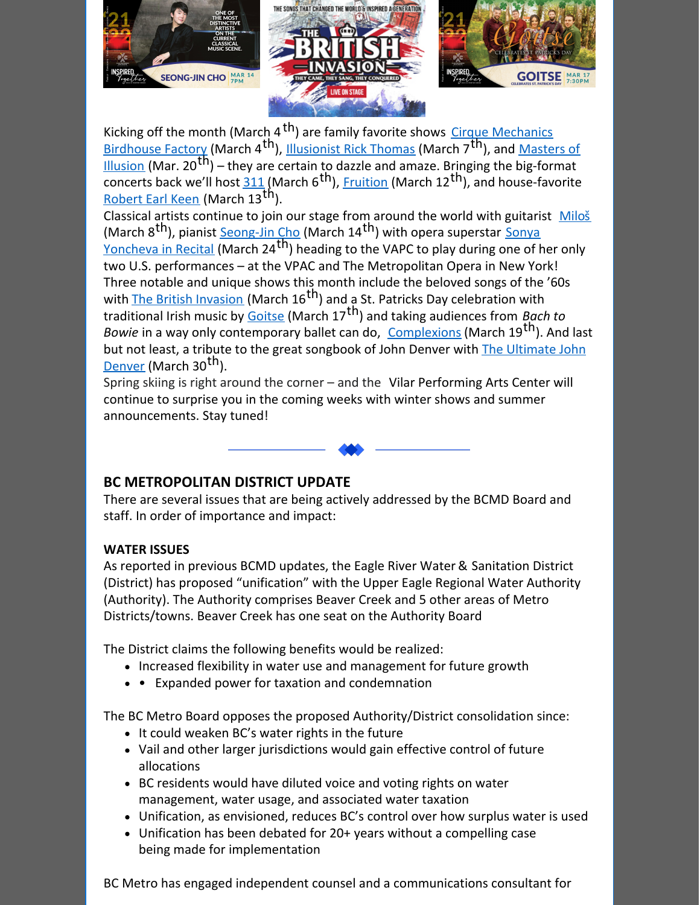Kicking off the month (March 4th) are family favorite shows Cirque Mechanics Birdhouse Factory (March 4th), Illusionist Rick Thomas (March 7th), and Masters of Illusion (Mar. 20th) – they are certain to dazzle and amaze. Bringing the big-format concerts back we'll host 311 (March 6th), Fruition (March 12th), and house-favorite Robert Earl Keen (March 13th).

Classical artists continue to join our stage from around the world with guitarist Miloš (March 8th), pianist Seong-Jin Cho (March 14th) with opera superstar Sonya Yoncheva in Recital (March 24th) heading to the VAPC to play during one of her only two U.S. performances – at the VPAC and The Metropolitan Opera in New York!

Three notable and unique shows this month include the beloved songs of the '60s with The British Invasion (March 16th) and a St. Patricks Day celebration with traditional Irish music by Goitse (March 17th) and taking audiences from *Bach to Bowie* in a way only contemporary ballet can do, Complexions (March 19th). And last but not least, a tribute to the great songbook of John Denver with The Ultimate John Denver (March 30th).

Spring skiing is right around the corner – and the Vilar Performing Arts Center will continue to surprise you in the coming weeks with winter shows and summer announcements. Stay tuned!

## BC METROPOLITAN DISTRICT UPDATE

There are several issues that are being actively addressed by the BCMD Board and staff. In order of importance and impact:

### WATER ISSUES

As reported in previous BCMD updates, the Eagle River Water & Sanitation District (District) has proposed "unification" with the Upper Eagle Regional Water Authority (Authority). The Authority comprises Beaver Creek and 5 other areas of Metro Districts/towns. Beaver Creek has one seat on the Authority Board

The District claims the following benefits would be realized:

- Increased flexibility in water use and management for future growth
- • Expanded power for taxation and condemnation

The BC Metro Board opposes the proposed Authority/District consolidation since:

- It could weaken BC's water rights in the future
- Vail and other larger jurisdictions would gain effective control of future allocations
- BC residents would have diluted voice and voting rights on water management, water usage, and associated water taxation
- Unification, as envisioned, reduces BC's control over how surplus water is used
- Unification has been debated for 20+ years without a compelling case being made for implementation

BC Metro has engaged independent counsel and a communications consultant for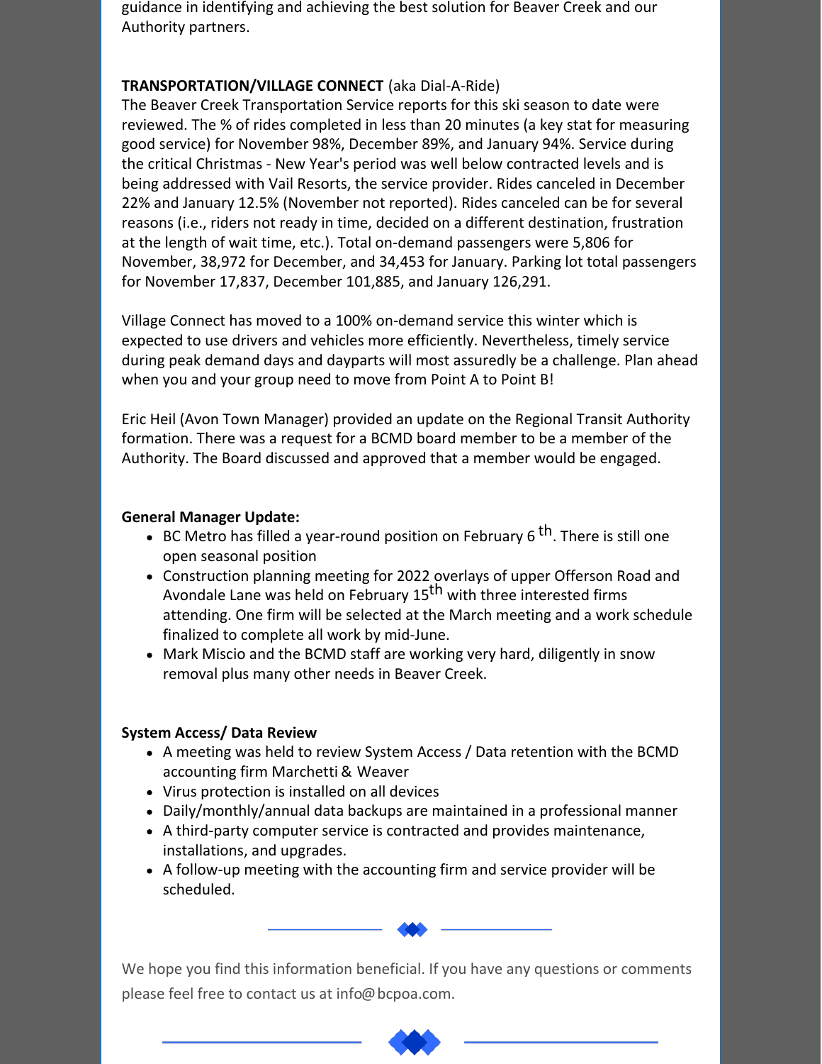guidance in identifying and achieving the best solution for Beaver Creek and our Authority partners.

**TRANSPORTATION/VILLAGE CONNECT** (aka Dial-A-Ride)
The Beaver Creek Transportation Service reports for this ski season to date were reviewed. The % of rides completed in less than 20 minutes (a key stat for measuring good service) for November 98%, December 89%, and January 94%. Service during the critical Christmas - New Year's period was well below contracted levels and is being addressed with Vail Resorts, the service provider. Rides canceled in December 22% and January 12.5% (November not reported). Rides canceled can be for several reasons (i.e., riders not ready in time, decided on a different destination, frustration at the length of wait time, etc.). Total on-demand passengers were 5,806 for November, 38,972 for December, and 34,453 for January. Parking lot total passengers for November 17,837, December 101,885, and January 126,291.

Village Connect has moved to a 100% on-demand service this winter which is expected to use drivers and vehicles more efficiently. Nevertheless, timely service during peak demand days and dayparts will most assuredly be a challenge. Plan ahead when you and your group need to move from Point A to Point B!

Eric Heil (Avon Town Manager) provided an update on the Regional Transit Authority formation. There was a request for a BCMD board member to be a member of the Authority. The Board discussed and approved that a member would be engaged.

**General Manager Update:**

- BC Metro has filled a year-round position on February 6th. There is still one open seasonal position
- Construction planning meeting for 2022 overlays of upper Offerson Road and Avondale Lane was held on February 15th with three interested firms attending. One firm will be selected at the March meeting and a work schedule finalized to complete all work by mid-June.
- Mark Miscio and the BCMD staff are working very hard, diligently in snow removal plus many other needs in Beaver Creek.

**System Access/ Data Review**

- A meeting was held to review System Access / Data retention with the BCMD accounting firm Marchetti & Weaver
- Virus protection is installed on all devices
- Daily/monthly/annual data backups are maintained in a professional manner
- A third-party computer service is contracted and provides maintenance, installations, and upgrades.
- A follow-up meeting with the accounting firm and service provider will be scheduled.

We hope you find this information beneficial. If you have any questions or comments please feel free to contact us at info@bcpoa.com.